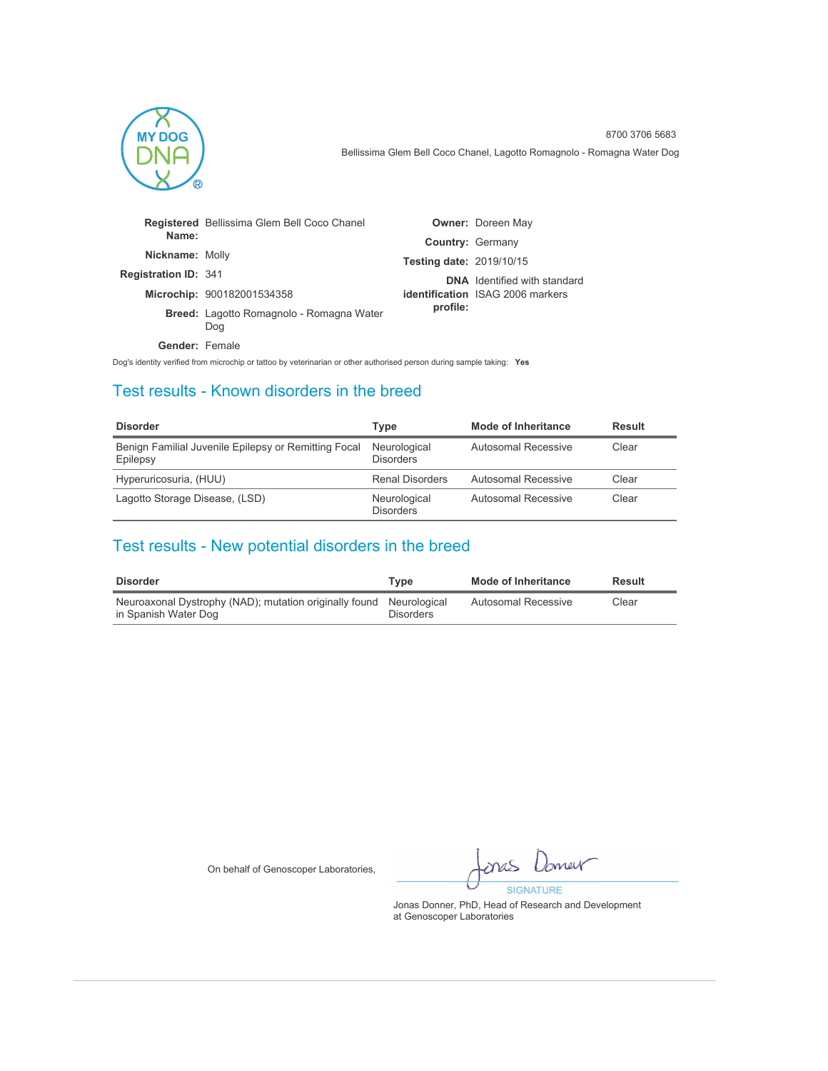MY DOG DNA®

8700 3706 5683

Bellissima Glem Bell Coco Chanel, Lagotto Romagnolo - Romagna Water Dog

| | | | |
|---|---|---|---|
| **Registered Name:** | Bellissima Glem Bell Coco Chanel | **Owner:** | Doreen May |
| **Nickname:** | Molly | **Country:** | Germany |
| **Registration ID:** | 341 | **Testing date:** | 2019/10/15 |
| **Microchip:** | 900182001534358 | **DNA identification profile:** | Identified with standard ISAG 2006 markers |
| **Breed:** | Lagotto Romagnolo - Romagna Water Dog | | |
| **Gender:** | Female | | |

Dog's identity verified from microchip or tattoo by veterinarian or other authorised person during sample taking: **Yes**

## Test results - Known disorders in the breed

| Disorder | Type | Mode of Inheritance | Result |
|---|---|---|---|
| Benign Familial Juvenile Epilepsy or Remitting Focal Epilepsy | Neurological Disorders | Autosomal Recessive | Clear |
| Hyperuricosuria, (HUU) | Renal Disorders | Autosomal Recessive | Clear |
| Lagotto Storage Disease, (LSD) | Neurological Disorders | Autosomal Recessive | Clear |

## Test results - New potential disorders in the breed

| Disorder | Type | Mode of Inheritance | Result |
|---|---|---|---|
| Neuroaxonal Dystrophy (NAD); mutation originally found in Spanish Water Dog | Neurological Disorders | Autosomal Recessive | Clear |

On behalf of Genoscoper Laboratories,

SIGNATURE

Jonas Donner, PhD, Head of Research and Development at Genoscoper Laboratories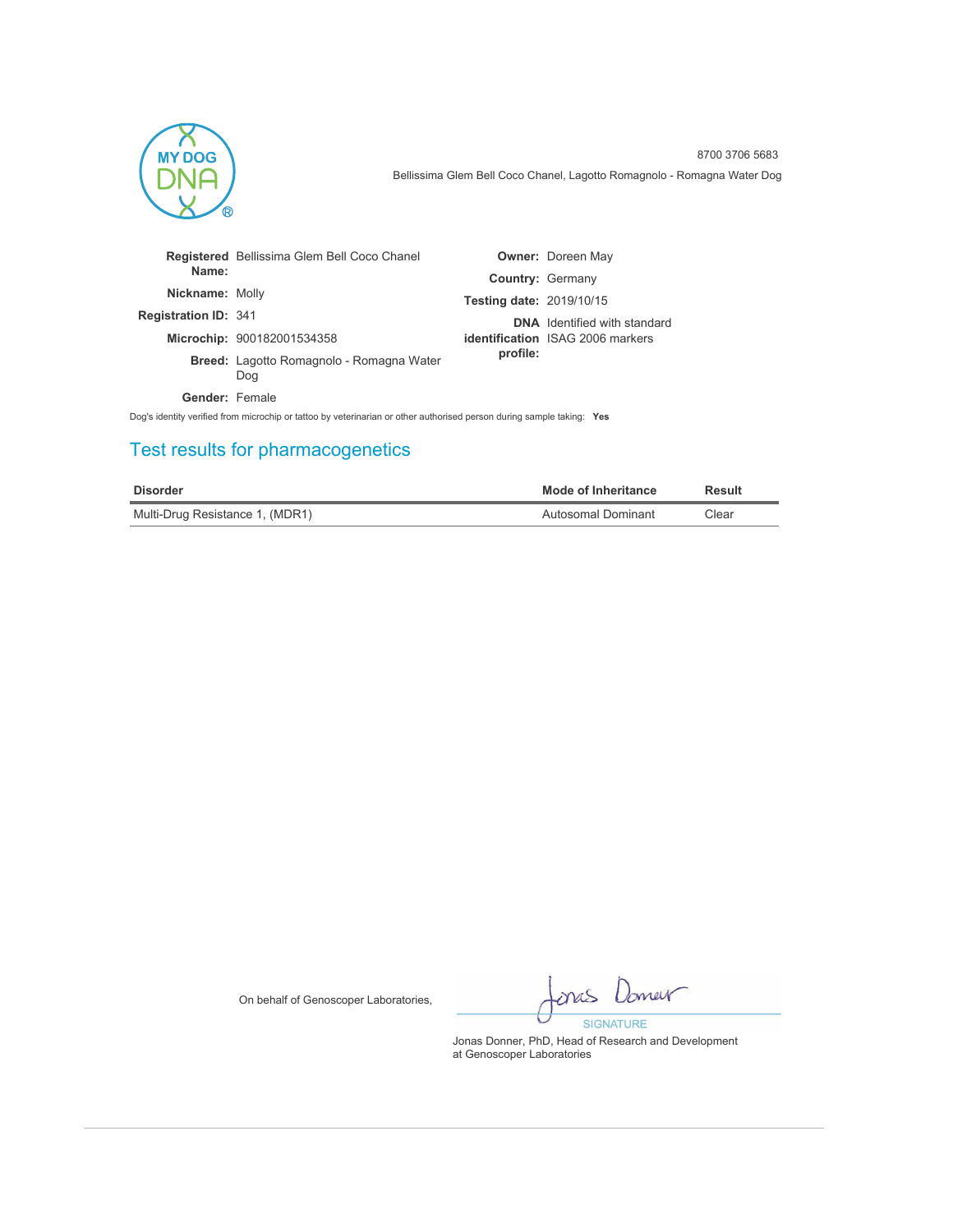8700 3706 5683

Bellissima Glem Bell Coco Chanel, Lagotto Romagnolo - Romagna Water Dog

**Registered Name:** Bellissima Glem Bell Coco Chanel
**Nickname:** Molly
**Registration ID:** 341
**Microchip:** 900182001534358
**Breed:** Lagotto Romagnolo - Romagna Water Dog
**Gender:** Female

**Owner:** Doreen May
**Country:** Germany
**Testing date:** 2019/10/15
**DNA identification profile:** Identified with standard ISAG 2006 markers

Dog's identity verified from microchip or tattoo by veterinarian or other authorised person during sample taking: **Yes**

## Test results for pharmacogenetics

| Disorder | Mode of Inheritance | Result |
| --- | --- | --- |
| Multi-Drug Resistance 1, (MDR1) | Autosomal Dominant | Clear |

On behalf of Genoscoper Laboratories,

SIGNATURE

Jonas Donner, PhD, Head of Research and Development at Genoscoper Laboratories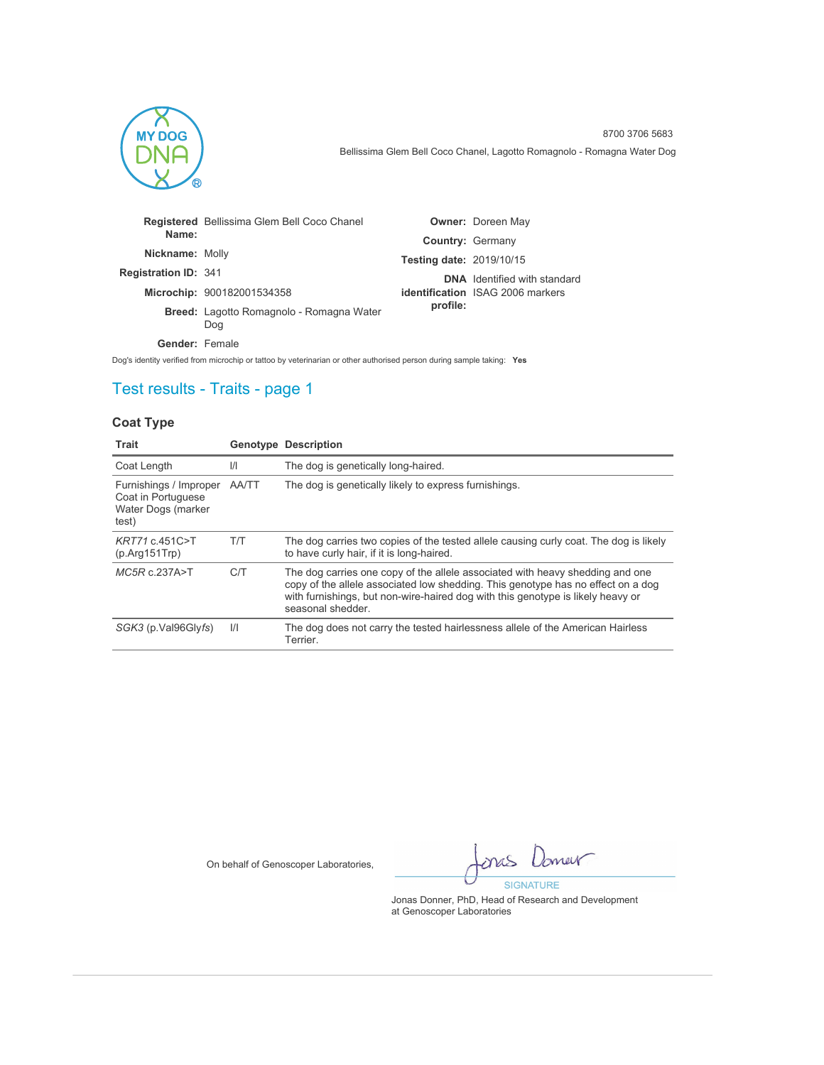8700 3706 5683

Bellissima Glem Bell Coco Chanel, Lagotto Romagnolo - Romagna Water Dog

| | | | |
|---|---|---|---|
| **Registered Name:** | Bellissima Glem Bell Coco Chanel | **Owner:** | Doreen May |
| **Nickname:** | Molly | **Country:** | Germany |
| **Registration ID:** | 341 | **Testing date:** | 2019/10/15 |
| **Microchip:** | 900182001534358 | **DNA identification profile:** | Identified with standard ISAG 2006 markers |
| **Breed:** | Lagotto Romagnolo - Romagna Water Dog | | |
| **Gender:** | Female | | |

Dog's identity verified from microchip or tattoo by veterinarian or other authorised person during sample taking: **Yes**

## Test results - Traits - page 1

### Coat Type

| Trait | Genotype | Description |
|---|---|---|
| Coat Length | I/I | The dog is genetically long-haired. |
| Furnishings / Improper Coat in Portuguese Water Dogs (marker test) | AA/TT | The dog is genetically likely to express furnishings. |
| *KRT71* c.451C>T (p.Arg151Trp) | T/T | The dog carries two copies of the tested allele causing curly coat. The dog is likely to have curly hair, if it is long-haired. |
| *MC5R* c.237A>T | C/T | The dog carries one copy of the allele associated with heavy shedding and one copy of the allele associated low shedding. This genotype has no effect on a dog with furnishings, but non-wire-haired dog with this genotype is likely heavy or seasonal shedder. |
| *SGK3* (p.Val96Gly*fs*) | I/I | The dog does not carry the tested hairlessness allele of the American Hairless Terrier. |

On behalf of Genoscoper Laboratories,

SIGNATURE

Jonas Donner, PhD, Head of Research and Development at Genoscoper Laboratories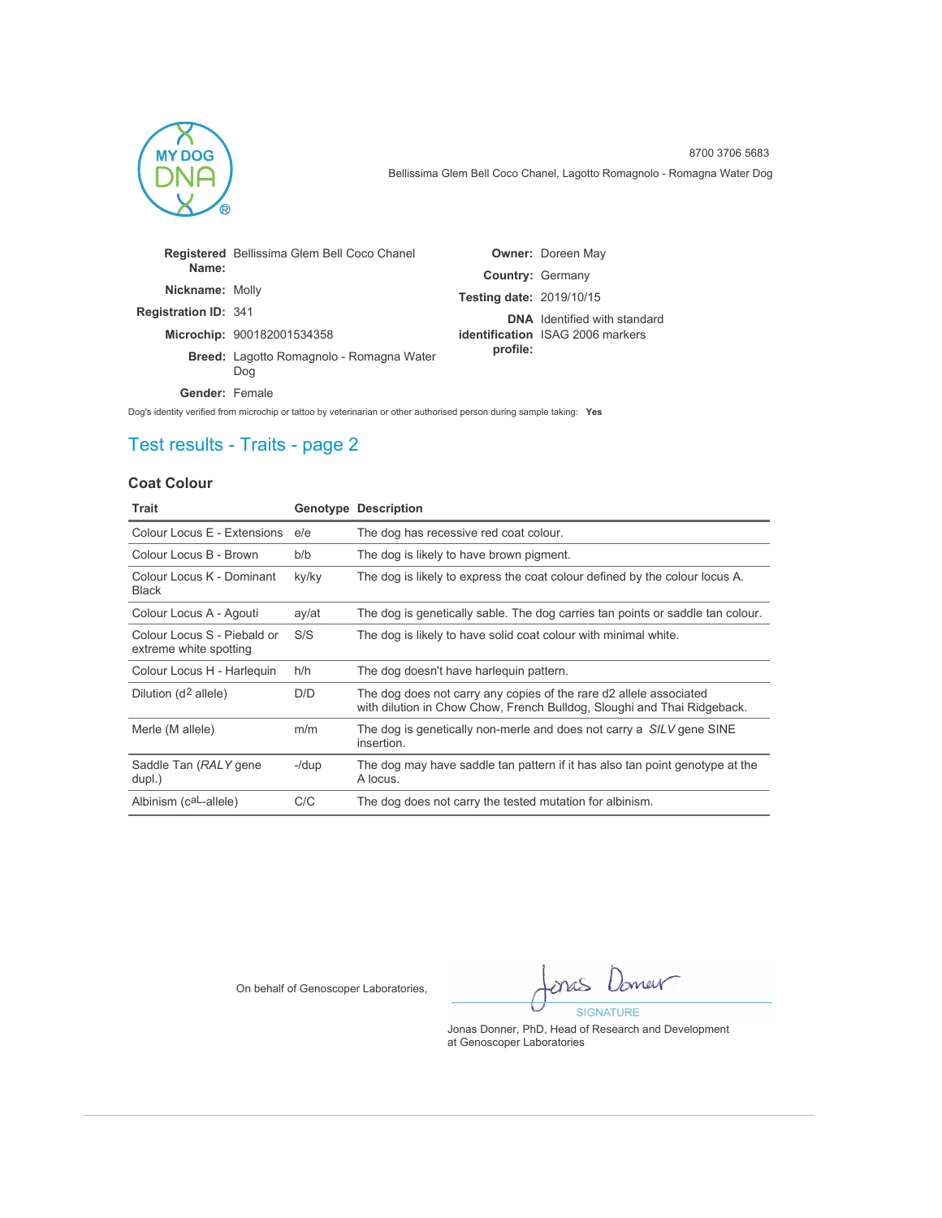MY DOG DNA®

8700 3706 5683

Bellissima Glem Bell Coco Chanel, Lagotto Romagnolo - Romagna Water Dog

**Registered Name:** Bellissima Glem Bell Coco Chanel

**Nickname:** Molly

**Registration ID:** 341

**Microchip:** 900182001534358

**Breed:** Lagotto Romagnolo - Romagna Water Dog

**Gender:** Female

**Owner:** Doreen May

**Country:** Germany

**Testing date:** 2019/10/15

**DNA identification profile:** Identified with standard ISAG 2006 markers

Dog's identity verified from microchip or tattoo by veterinarian or other authorised person during sample taking: **Yes**

## Test results - Traits - page 2

### Coat Colour

| Trait | Genotype | Description |
|---|---|---|
| Colour Locus E - Extensions | e/e | The dog has recessive red coat colour. |
| Colour Locus B - Brown | b/b | The dog is likely to have brown pigment. |
| Colour Locus K - Dominant Black | ky/ky | The dog is likely to express the coat colour defined by the colour locus A. |
| Colour Locus A - Agouti | ay/at | The dog is genetically sable. The dog carries tan points or saddle tan colour. |
| Colour Locus S - Piebald or extreme white spotting | S/S | The dog is likely to have solid coat colour with minimal white. |
| Colour Locus H - Harlequin | h/h | The dog doesn't have harlequin pattern. |
| Dilution ($d^2$ allele) | D/D | The dog does not carry any copies of the rare d2 allele associated with dilution in Chow Chow, French Bulldog, Sloughi and Thai Ridgeback. |
| Merle (M allele) | m/m | The dog is genetically non-merle and does not carry a *SILV* gene SINE insertion. |
| Saddle Tan (*RALY* gene dupl.) | -/dup | The dog may have saddle tan pattern if it has also tan point genotype at the A locus. |
| Albinism ($c^{aL}$-allele) | C/C | The dog does not carry the tested mutation for albinism. |

On behalf of Genoscoper Laboratories,

SIGNATURE

Jonas Donner, PhD, Head of Research and Development at Genoscoper Laboratories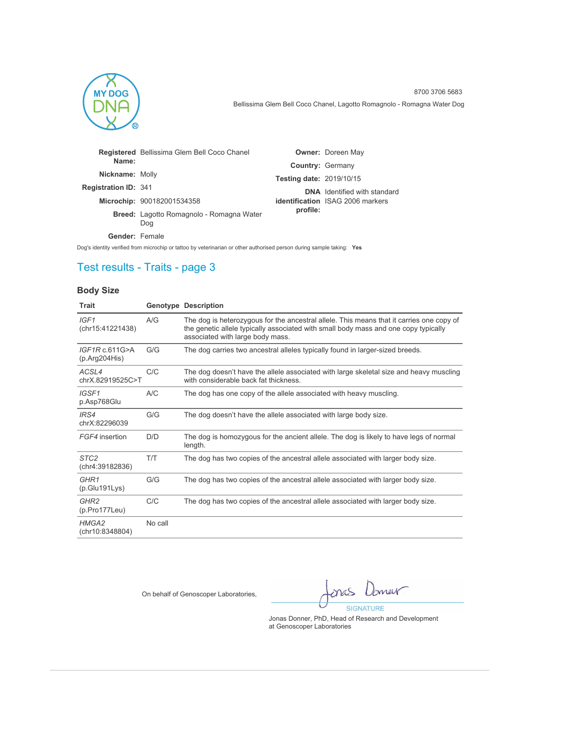8700 3706 5683

Bellissima Glem Bell Coco Chanel, Lagotto Romagnolo - Romagna Water Dog

| | | | |
|---|---|---|---|
| **Registered Name:** | Bellissima Glem Bell Coco Chanel | **Owner:** | Doreen May |
| **Nickname:** | Molly | **Country:** | Germany |
| **Registration ID:** | 341 | **Testing date:** | 2019/10/15 |
| **Microchip:** | 900182001534358 | **DNA identification profile:** | Identified with standard ISAG 2006 markers |
| **Breed:** | Lagotto Romagnolo - Romagna Water Dog | | |
| **Gender:** | Female | | |

Dog's identity verified from microchip or tattoo by veterinarian or other authorised person during sample taking: **Yes**

## Test results - Traits - page 3

### Body Size

| Trait | Genotype | Description |
|---|---|---|
| *IGF1* (chr15:41221438) | A/G | The dog is heterozygous for the ancestral allele. This means that it carries one copy of the genetic allele typically associated with small body mass and one copy typically associated with large body mass. |
| *IGF1R* c.611G>A (p.Arg204His) | G/G | The dog carries two ancestral alleles typically found in larger-sized breeds. |
| *ACSL4* chrX.82919525C>T | C/C | The dog doesn't have the allele associated with large skeletal size and heavy muscling with considerable back fat thickness. |
| *IGSF1* p.Asp768Glu | A/C | The dog has one copy of the allele associated with heavy muscling. |
| *IRS4* chrX:82296039 | G/G | The dog doesn't have the allele associated with large body size. |
| *FGF4* insertion | D/D | The dog is homozygous for the ancient allele. The dog is likely to have legs of normal length. |
| *STC2* (chr4:39182836) | T/T | The dog has two copies of the ancestral allele associated with larger body size. |
| *GHR1* (p.Glu191Lys) | G/G | The dog has two copies of the ancestral allele associated with larger body size. |
| *GHR2* (p.Pro177Leu) | C/C | The dog has two copies of the ancestral allele associated with larger body size. |
| *HMGA2* (chr10:8348804) | No call | |

On behalf of Genoscoper Laboratories,

SIGNATURE

Jonas Donner, PhD, Head of Research and Development at Genoscoper Laboratories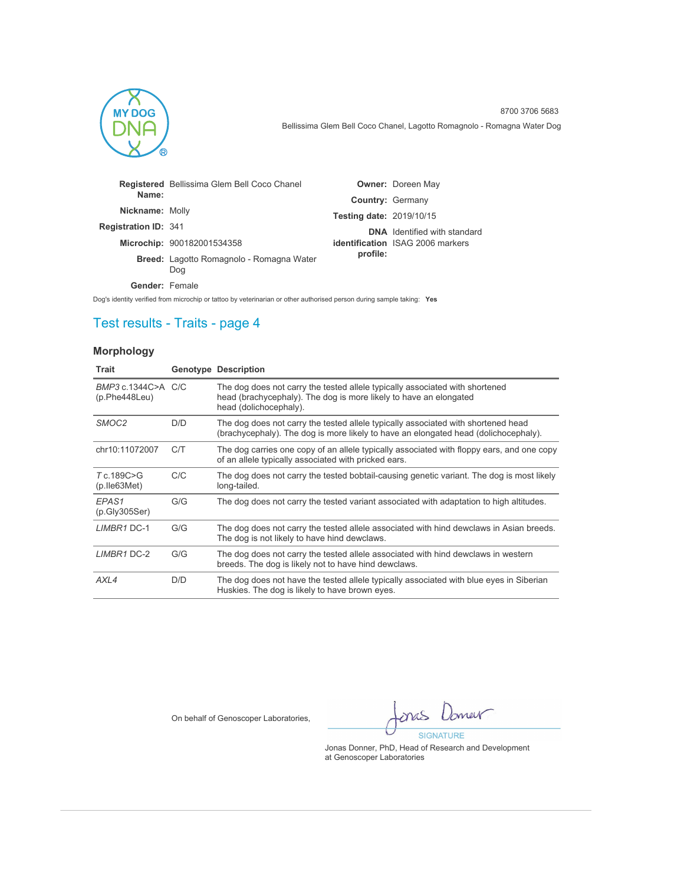8700 3706 5683

Bellissima Glem Bell Coco Chanel, Lagotto Romagnolo - Romagna Water Dog

| | | | |
|---|---|---|---|
| **Registered Name:** | Bellissima Glem Bell Coco Chanel | **Owner:** | Doreen May |
| **Nickname:** | Molly | **Country:** | Germany |
| **Registration ID:** | 341 | **Testing date:** | 2019/10/15 |
| **Microchip:** | 900182001534358 | **DNA identification profile:** | Identified with standard ISAG 2006 markers |
| **Breed:** | Lagotto Romagnolo - Romagna Water Dog | | |
| **Gender:** | Female | | |

Dog's identity verified from microchip or tattoo by veterinarian or other authorised person during sample taking: **Yes**

## Test results - Traits - page 4

### Morphology

| Trait | Genotype | Description |
|---|---|---|
| *BMP3* c.1344C>A (p.Phe448Leu) | C/C | The dog does not carry the tested allele typically associated with shortened head (brachycephaly). The dog is more likely to have an elongated head (dolichocephaly). |
| *SMOC2* | D/D | The dog does not carry the tested allele typically associated with shortened head (brachycephaly). The dog is more likely to have an elongated head (dolichocephaly). |
| chr10:11072007 | C/T | The dog carries one copy of an allele typically associated with floppy ears, and one copy of an allele typically associated with pricked ears. |
| *T* c.189C>G (p.Ile63Met) | C/C | The dog does not carry the tested bobtail-causing genetic variant. The dog is most likely long-tailed. |
| *EPAS1* (p.Gly305Ser) | G/G | The dog does not carry the tested variant associated with adaptation to high altitudes. |
| *LIMBR1* DC-1 | G/G | The dog does not carry the tested allele associated with hind dewclaws in Asian breeds. The dog is not likely to have hind dewclaws. |
| *LIMBR1* DC-2 | G/G | The dog does not carry the tested allele associated with hind dewclaws in western breeds. The dog is likely not to have hind dewclaws. |
| *AXL4* | D/D | The dog does not have the tested allele typically associated with blue eyes in Siberian Huskies. The dog is likely to have brown eyes. |

On behalf of Genoscoper Laboratories,

SIGNATURE

Jonas Donner, PhD, Head of Research and Development at Genoscoper Laboratories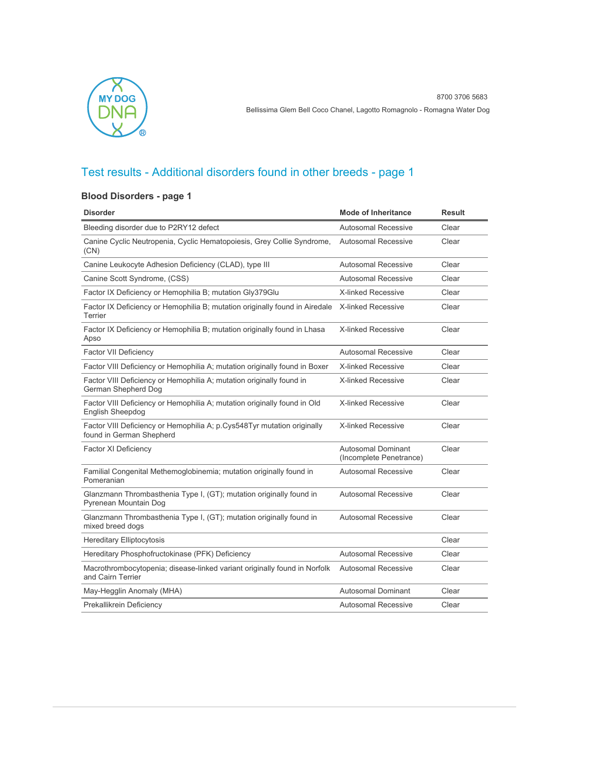8700 3706 5683

Bellissima Glem Bell Coco Chanel, Lagotto Romagnolo - Romagna Water Dog

## Test results - Additional disorders found in other breeds - page 1

### Blood Disorders - page 1

| Disorder | Mode of Inheritance | Result |
|---|---|---|
| Bleeding disorder due to P2RY12 defect | Autosomal Recessive | Clear |
| Canine Cyclic Neutropenia, Cyclic Hematopoiesis, Grey Collie Syndrome, (CN) | Autosomal Recessive | Clear |
| Canine Leukocyte Adhesion Deficiency (CLAD), type III | Autosomal Recessive | Clear |
| Canine Scott Syndrome, (CSS) | Autosomal Recessive | Clear |
| Factor IX Deficiency or Hemophilia B; mutation Gly379Glu | X-linked Recessive | Clear |
| Factor IX Deficiency or Hemophilia B; mutation originally found in Airedale Terrier | X-linked Recessive | Clear |
| Factor IX Deficiency or Hemophilia B; mutation originally found in Lhasa Apso | X-linked Recessive | Clear |
| Factor VII Deficiency | Autosomal Recessive | Clear |
| Factor VIII Deficiency or Hemophilia A; mutation originally found in Boxer | X-linked Recessive | Clear |
| Factor VIII Deficiency or Hemophilia A; mutation originally found in German Shepherd Dog | X-linked Recessive | Clear |
| Factor VIII Deficiency or Hemophilia A; mutation originally found in Old English Sheepdog | X-linked Recessive | Clear |
| Factor VIII Deficiency or Hemophilia A; p.Cys548Tyr mutation originally found in German Shepherd | X-linked Recessive | Clear |
| Factor XI Deficiency | Autosomal Dominant (Incomplete Penetrance) | Clear |
| Familial Congenital Methemoglobinemia; mutation originally found in Pomeranian | Autosomal Recessive | Clear |
| Glanzmann Thrombasthenia Type I, (GT); mutation originally found in Pyrenean Mountain Dog | Autosomal Recessive | Clear |
| Glanzmann Thrombasthenia Type I, (GT); mutation originally found in mixed breed dogs | Autosomal Recessive | Clear |
| Hereditary Elliptocytosis | | Clear |
| Hereditary Phosphofructokinase (PFK) Deficiency | Autosomal Recessive | Clear |
| Macrothrombocytopenia; disease-linked variant originally found in Norfolk and Cairn Terrier | Autosomal Recessive | Clear |
| May-Hegglin Anomaly (MHA) | Autosomal Dominant | Clear |
| Prekallikrein Deficiency | Autosomal Recessive | Clear |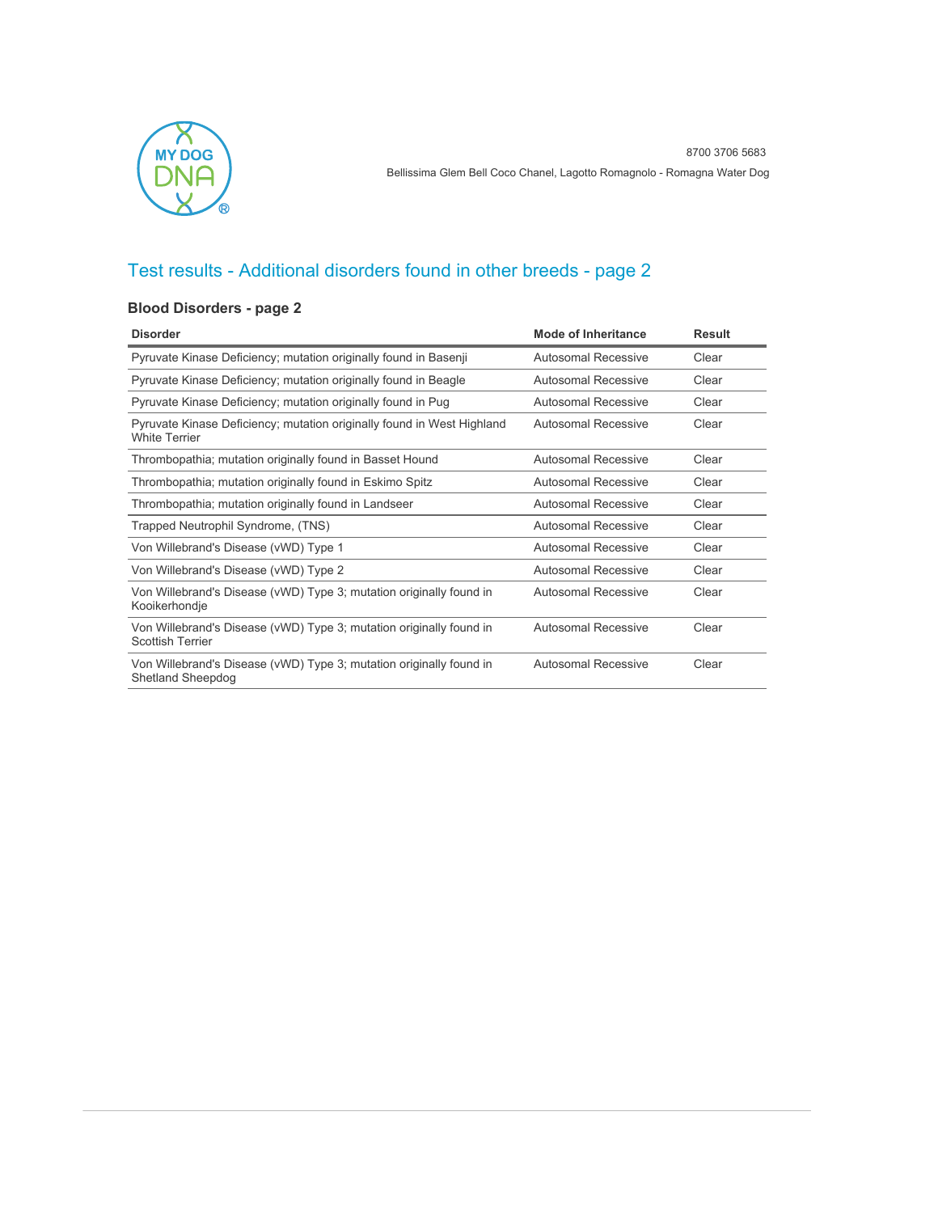8700 3706 5683

Bellissima Glem Bell Coco Chanel, Lagotto Romagnolo - Romagna Water Dog

## Test results - Additional disorders found in other breeds - page 2

### Blood Disorders - page 2

| Disorder | Mode of Inheritance | Result |
|---|---|---|
| Pyruvate Kinase Deficiency; mutation originally found in Basenji | Autosomal Recessive | Clear |
| Pyruvate Kinase Deficiency; mutation originally found in Beagle | Autosomal Recessive | Clear |
| Pyruvate Kinase Deficiency; mutation originally found in Pug | Autosomal Recessive | Clear |
| Pyruvate Kinase Deficiency; mutation originally found in West Highland White Terrier | Autosomal Recessive | Clear |
| Thrombopathia; mutation originally found in Basset Hound | Autosomal Recessive | Clear |
| Thrombopathia; mutation originally found in Eskimo Spitz | Autosomal Recessive | Clear |
| Thrombopathia; mutation originally found in Landseer | Autosomal Recessive | Clear |
| Trapped Neutrophil Syndrome, (TNS) | Autosomal Recessive | Clear |
| Von Willebrand's Disease (vWD) Type 1 | Autosomal Recessive | Clear |
| Von Willebrand's Disease (vWD) Type 2 | Autosomal Recessive | Clear |
| Von Willebrand's Disease (vWD) Type 3; mutation originally found in Kooikerhondje | Autosomal Recessive | Clear |
| Von Willebrand's Disease (vWD) Type 3; mutation originally found in Scottish Terrier | Autosomal Recessive | Clear |
| Von Willebrand's Disease (vWD) Type 3; mutation originally found in Shetland Sheepdog | Autosomal Recessive | Clear |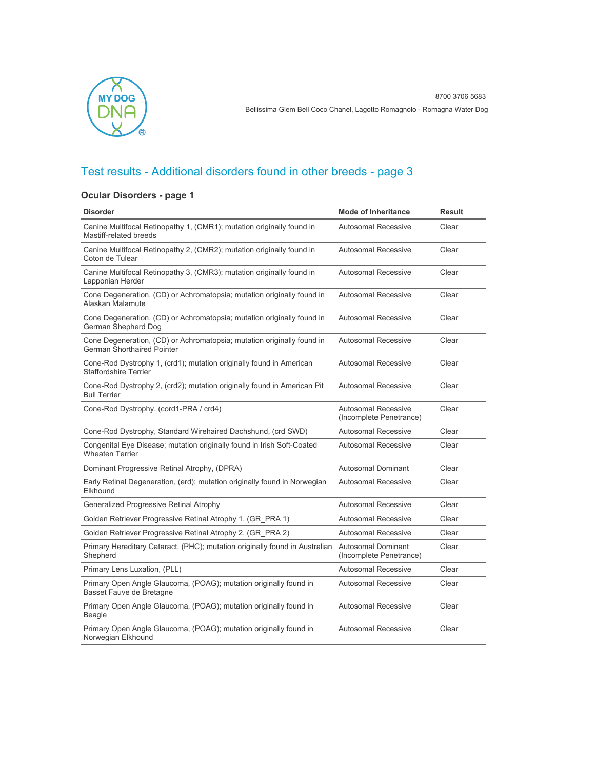8700 3706 5683

Bellissima Glem Bell Coco Chanel, Lagotto Romagnolo - Romagna Water Dog

## Test results - Additional disorders found in other breeds - page 3

### Ocular Disorders - page 1

| Disorder | Mode of Inheritance | Result |
|---|---|---|
| Canine Multifocal Retinopathy 1, (CMR1); mutation originally found in Mastiff-related breeds | Autosomal Recessive | Clear |
| Canine Multifocal Retinopathy 2, (CMR2); mutation originally found in Coton de Tulear | Autosomal Recessive | Clear |
| Canine Multifocal Retinopathy 3, (CMR3); mutation originally found in Lapponian Herder | Autosomal Recessive | Clear |
| Cone Degeneration, (CD) or Achromatopsia; mutation originally found in Alaskan Malamute | Autosomal Recessive | Clear |
| Cone Degeneration, (CD) or Achromatopsia; mutation originally found in German Shepherd Dog | Autosomal Recessive | Clear |
| Cone Degeneration, (CD) or Achromatopsia; mutation originally found in German Shorthaired Pointer | Autosomal Recessive | Clear |
| Cone-Rod Dystrophy 1, (crd1); mutation originally found in American Staffordshire Terrier | Autosomal Recessive | Clear |
| Cone-Rod Dystrophy 2, (crd2); mutation originally found in American Pit Bull Terrier | Autosomal Recessive | Clear |
| Cone-Rod Dystrophy, (cord1-PRA / crd4) | Autosomal Recessive (Incomplete Penetrance) | Clear |
| Cone-Rod Dystrophy, Standard Wirehaired Dachshund, (crd SWD) | Autosomal Recessive | Clear |
| Congenital Eye Disease; mutation originally found in Irish Soft-Coated Wheaten Terrier | Autosomal Recessive | Clear |
| Dominant Progressive Retinal Atrophy, (DPRA) | Autosomal Dominant | Clear |
| Early Retinal Degeneration, (erd); mutation originally found in Norwegian Elkhound | Autosomal Recessive | Clear |
| Generalized Progressive Retinal Atrophy | Autosomal Recessive | Clear |
| Golden Retriever Progressive Retinal Atrophy 1, (GR_PRA 1) | Autosomal Recessive | Clear |
| Golden Retriever Progressive Retinal Atrophy 2, (GR_PRA 2) | Autosomal Recessive | Clear |
| Primary Hereditary Cataract, (PHC); mutation originally found in Australian Shepherd | Autosomal Dominant (Incomplete Penetrance) | Clear |
| Primary Lens Luxation, (PLL) | Autosomal Recessive | Clear |
| Primary Open Angle Glaucoma, (POAG); mutation originally found in Basset Fauve de Bretagne | Autosomal Recessive | Clear |
| Primary Open Angle Glaucoma, (POAG); mutation originally found in Beagle | Autosomal Recessive | Clear |
| Primary Open Angle Glaucoma, (POAG); mutation originally found in Norwegian Elkhound | Autosomal Recessive | Clear |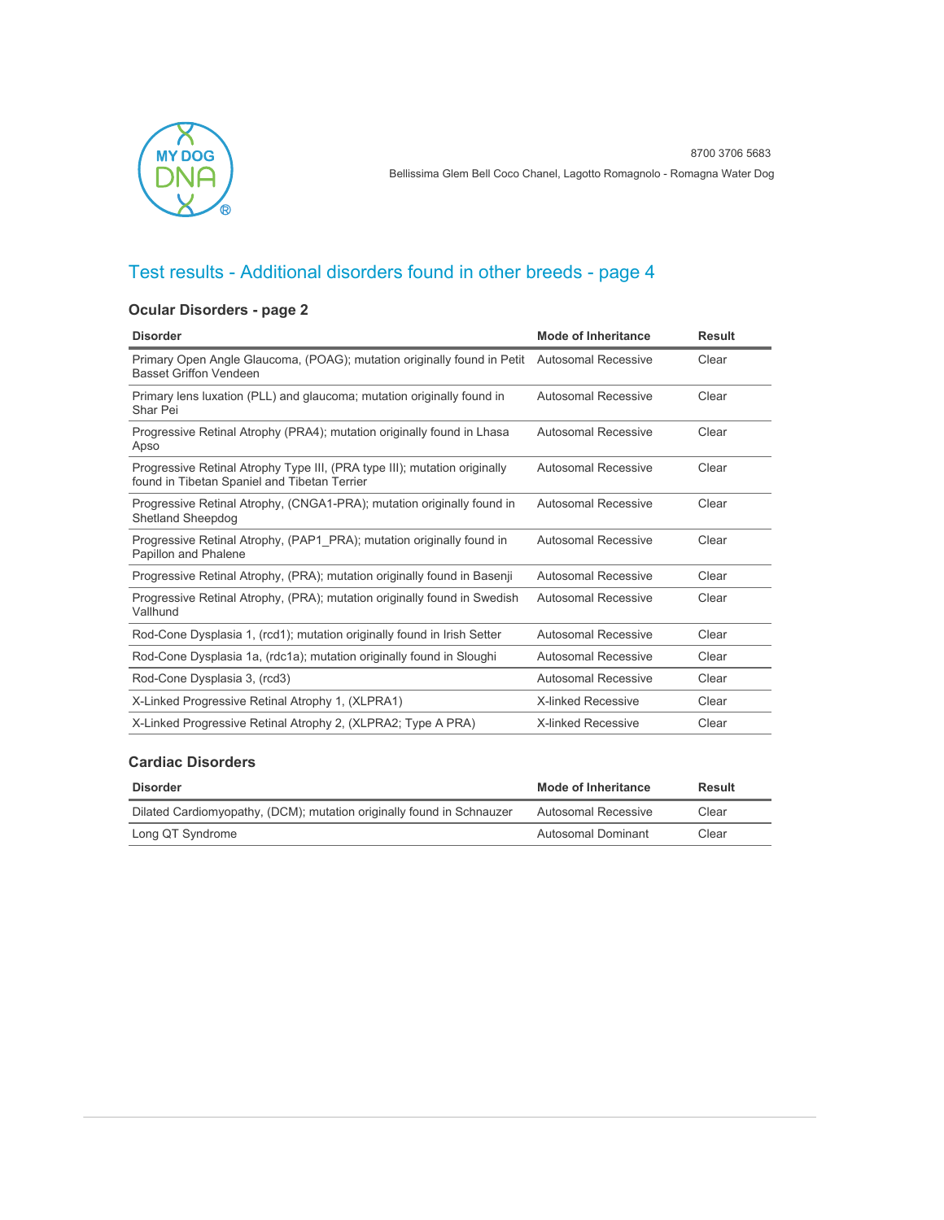## Test results - Additional disorders found in other breeds - page 4

### Ocular Disorders - page 2

| Disorder | Mode of Inheritance | Result |
|---|---|---|
| Primary Open Angle Glaucoma, (POAG); mutation originally found in Petit Basset Griffon Vendeen | Autosomal Recessive | Clear |
| Primary lens luxation (PLL) and glaucoma; mutation originally found in Shar Pei | Autosomal Recessive | Clear |
| Progressive Retinal Atrophy (PRA4); mutation originally found in Lhasa Apso | Autosomal Recessive | Clear |
| Progressive Retinal Atrophy Type III, (PRA type III); mutation originally found in Tibetan Spaniel and Tibetan Terrier | Autosomal Recessive | Clear |
| Progressive Retinal Atrophy, (CNGA1-PRA); mutation originally found in Shetland Sheepdog | Autosomal Recessive | Clear |
| Progressive Retinal Atrophy, (PAP1_PRA); mutation originally found in Papillon and Phalene | Autosomal Recessive | Clear |
| Progressive Retinal Atrophy, (PRA); mutation originally found in Basenji | Autosomal Recessive | Clear |
| Progressive Retinal Atrophy, (PRA); mutation originally found in Swedish Vallhund | Autosomal Recessive | Clear |
| Rod-Cone Dysplasia 1, (rcd1); mutation originally found in Irish Setter | Autosomal Recessive | Clear |
| Rod-Cone Dysplasia 1a, (rdc1a); mutation originally found in Sloughi | Autosomal Recessive | Clear |
| Rod-Cone Dysplasia 3, (rcd3) | Autosomal Recessive | Clear |
| X-Linked Progressive Retinal Atrophy 1, (XLPRA1) | X-linked Recessive | Clear |
| X-Linked Progressive Retinal Atrophy 2, (XLPRA2; Type A PRA) | X-linked Recessive | Clear |

### Cardiac Disorders

| Disorder | Mode of Inheritance | Result |
|---|---|---|
| Dilated Cardiomyopathy, (DCM); mutation originally found in Schnauzer | Autosomal Recessive | Clear |
| Long QT Syndrome | Autosomal Dominant | Clear |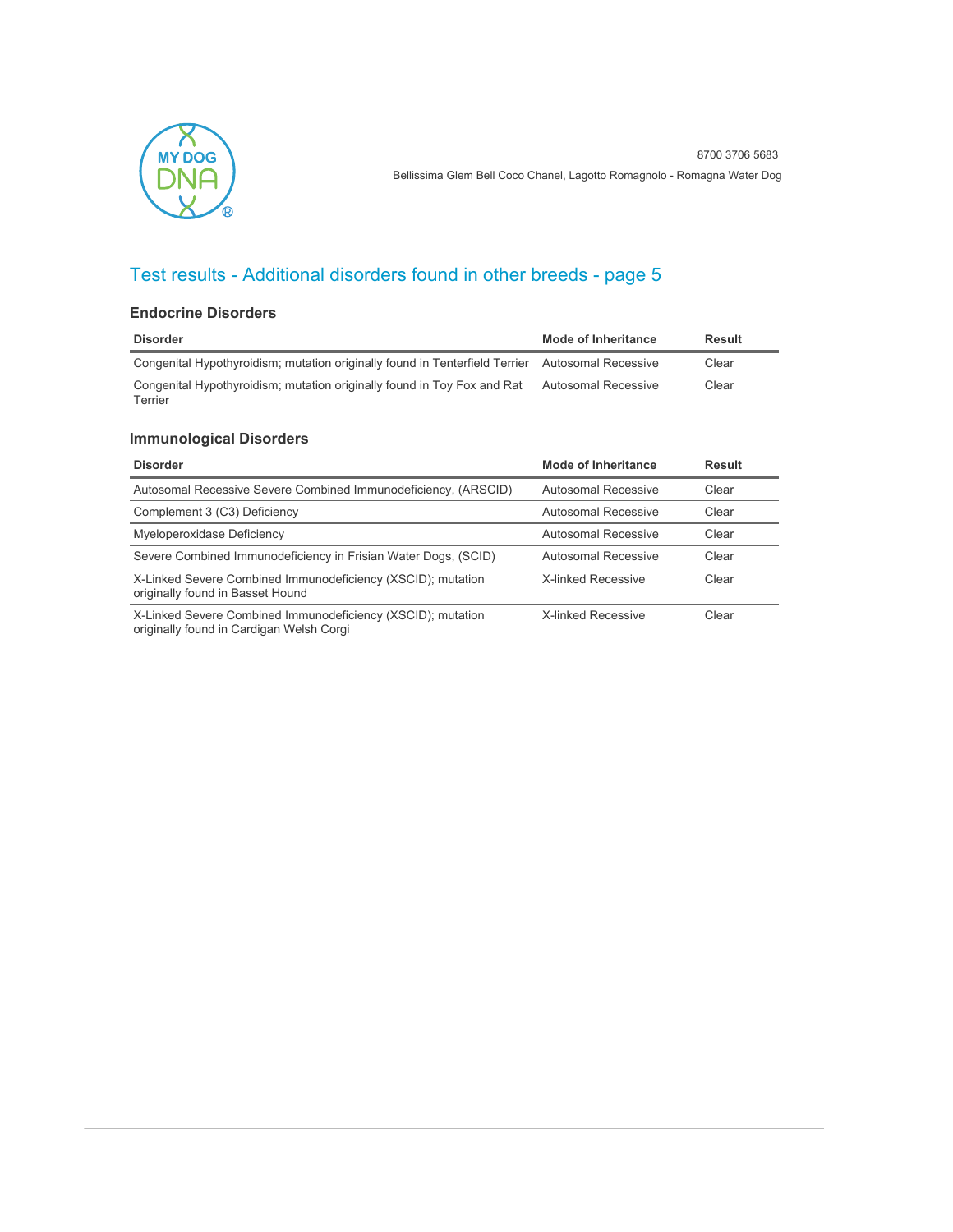## Test results - Additional disorders found in other breeds - page 5

### Endocrine Disorders

| Disorder | Mode of Inheritance | Result |
|---|---|---|
| Congenital Hypothyroidism; mutation originally found in Tenterfield Terrier | Autosomal Recessive | Clear |
| Congenital Hypothyroidism; mutation originally found in Toy Fox and Rat Terrier | Autosomal Recessive | Clear |

### Immunological Disorders

| Disorder | Mode of Inheritance | Result |
|---|---|---|
| Autosomal Recessive Severe Combined Immunodeficiency, (ARSCID) | Autosomal Recessive | Clear |
| Complement 3 (C3) Deficiency | Autosomal Recessive | Clear |
| Myeloperoxidase Deficiency | Autosomal Recessive | Clear |
| Severe Combined Immunodeficiency in Frisian Water Dogs, (SCID) | Autosomal Recessive | Clear |
| X-Linked Severe Combined Immunodeficiency (XSCID); mutation originally found in Basset Hound | X-linked Recessive | Clear |
| X-Linked Severe Combined Immunodeficiency (XSCID); mutation originally found in Cardigan Welsh Corgi | X-linked Recessive | Clear |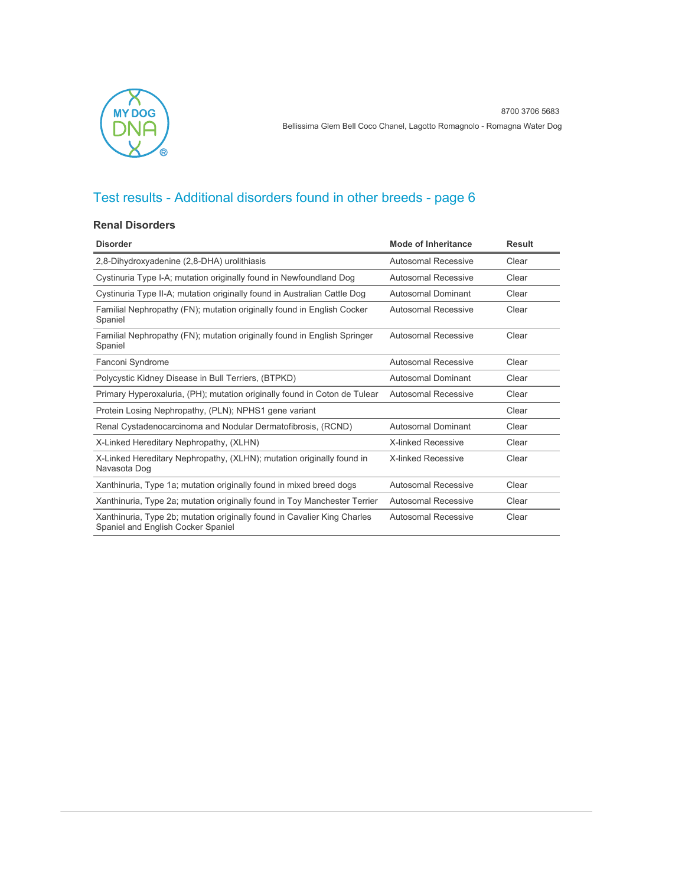8700 3706 5683

Bellissima Glem Bell Coco Chanel, Lagotto Romagnolo - Romagna Water Dog

## Test results - Additional disorders found in other breeds - page 6

### Renal Disorders

| Disorder | Mode of Inheritance | Result |
|---|---|---|
| 2,8-Dihydroxyadenine (2,8-DHA) urolithiasis | Autosomal Recessive | Clear |
| Cystinuria Type I-A; mutation originally found in Newfoundland Dog | Autosomal Recessive | Clear |
| Cystinuria Type II-A; mutation originally found in Australian Cattle Dog | Autosomal Dominant | Clear |
| Familial Nephropathy (FN); mutation originally found in English Cocker Spaniel | Autosomal Recessive | Clear |
| Familial Nephropathy (FN); mutation originally found in English Springer Spaniel | Autosomal Recessive | Clear |
| Fanconi Syndrome | Autosomal Recessive | Clear |
| Polycystic Kidney Disease in Bull Terriers, (BTPKD) | Autosomal Dominant | Clear |
| Primary Hyperoxaluria, (PH); mutation originally found in Coton de Tulear | Autosomal Recessive | Clear |
| Protein Losing Nephropathy, (PLN); NPHS1 gene variant | | Clear |
| Renal Cystadenocarcinoma and Nodular Dermatofibrosis, (RCND) | Autosomal Dominant | Clear |
| X-Linked Hereditary Nephropathy, (XLHN) | X-linked Recessive | Clear |
| X-Linked Hereditary Nephropathy, (XLHN); mutation originally found in Navasota Dog | X-linked Recessive | Clear |
| Xanthinuria, Type 1a; mutation originally found in mixed breed dogs | Autosomal Recessive | Clear |
| Xanthinuria, Type 2a; mutation originally found in Toy Manchester Terrier | Autosomal Recessive | Clear |
| Xanthinuria, Type 2b; mutation originally found in Cavalier King Charles Spaniel and English Cocker Spaniel | Autosomal Recessive | Clear |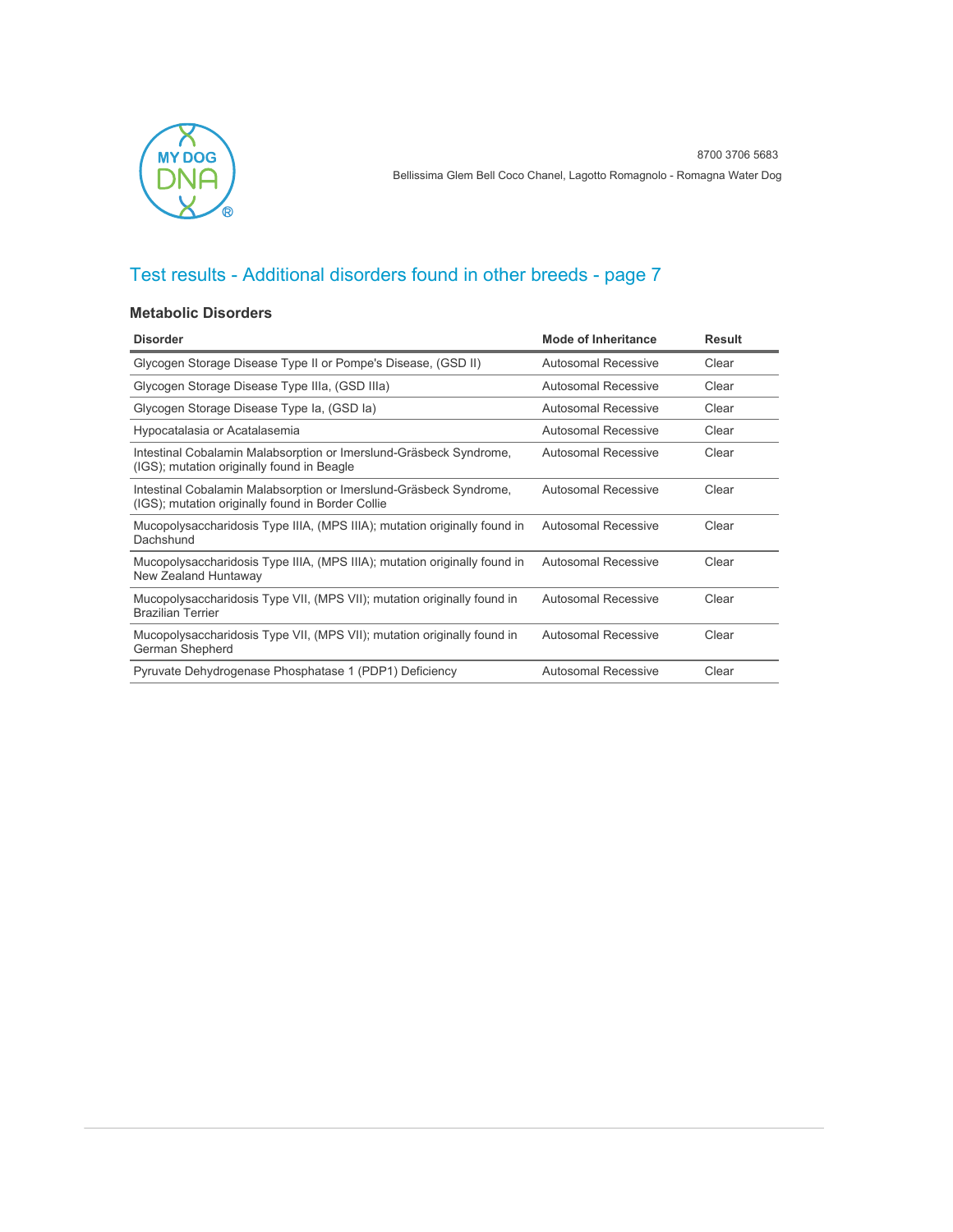## Test results - Additional disorders found in other breeds - page 7

### Metabolic Disorders

| Disorder | Mode of Inheritance | Result |
|---|---|---|
| Glycogen Storage Disease Type II or Pompe's Disease, (GSD II) | Autosomal Recessive | Clear |
| Glycogen Storage Disease Type IIIa, (GSD IIIa) | Autosomal Recessive | Clear |
| Glycogen Storage Disease Type Ia, (GSD Ia) | Autosomal Recessive | Clear |
| Hypocatalasia or Acatalasemia | Autosomal Recessive | Clear |
| Intestinal Cobalamin Malabsorption or Imerslund-Gräsbeck Syndrome, (IGS); mutation originally found in Beagle | Autosomal Recessive | Clear |
| Intestinal Cobalamin Malabsorption or Imerslund-Gräsbeck Syndrome, (IGS); mutation originally found in Border Collie | Autosomal Recessive | Clear |
| Mucopolysaccharidosis Type IIIA, (MPS IIIA); mutation originally found in Dachshund | Autosomal Recessive | Clear |
| Mucopolysaccharidosis Type IIIA, (MPS IIIA); mutation originally found in New Zealand Huntaway | Autosomal Recessive | Clear |
| Mucopolysaccharidosis Type VII, (MPS VII); mutation originally found in Brazilian Terrier | Autosomal Recessive | Clear |
| Mucopolysaccharidosis Type VII, (MPS VII); mutation originally found in German Shepherd | Autosomal Recessive | Clear |
| Pyruvate Dehydrogenase Phosphatase 1 (PDP1) Deficiency | Autosomal Recessive | Clear |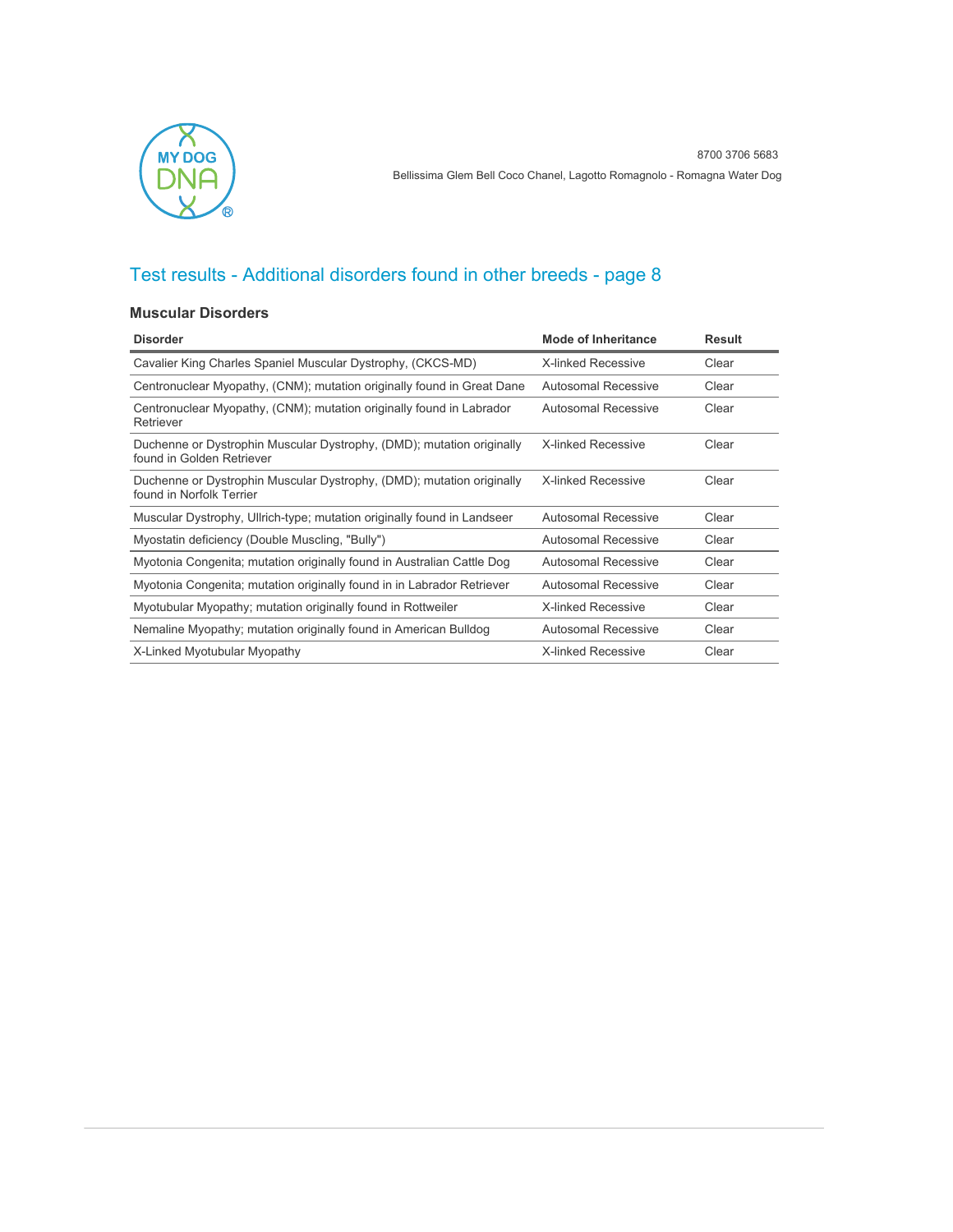## Test results - Additional disorders found in other breeds - page 8

### Muscular Disorders

| Disorder | Mode of Inheritance | Result |
|---|---|---|
| Cavalier King Charles Spaniel Muscular Dystrophy, (CKCS-MD) | X-linked Recessive | Clear |
| Centronuclear Myopathy, (CNM); mutation originally found in Great Dane | Autosomal Recessive | Clear |
| Centronuclear Myopathy, (CNM); mutation originally found in Labrador Retriever | Autosomal Recessive | Clear |
| Duchenne or Dystrophin Muscular Dystrophy, (DMD); mutation originally found in Golden Retriever | X-linked Recessive | Clear |
| Duchenne or Dystrophin Muscular Dystrophy, (DMD); mutation originally found in Norfolk Terrier | X-linked Recessive | Clear |
| Muscular Dystrophy, Ullrich-type; mutation originally found in Landseer | Autosomal Recessive | Clear |
| Myostatin deficiency (Double Muscling, "Bully") | Autosomal Recessive | Clear |
| Myotonia Congenita; mutation originally found in Australian Cattle Dog | Autosomal Recessive | Clear |
| Myotonia Congenita; mutation originally found in in Labrador Retriever | Autosomal Recessive | Clear |
| Myotubular Myopathy; mutation originally found in Rottweiler | X-linked Recessive | Clear |
| Nemaline Myopathy; mutation originally found in American Bulldog | Autosomal Recessive | Clear |
| X-Linked Myotubular Myopathy | X-linked Recessive | Clear |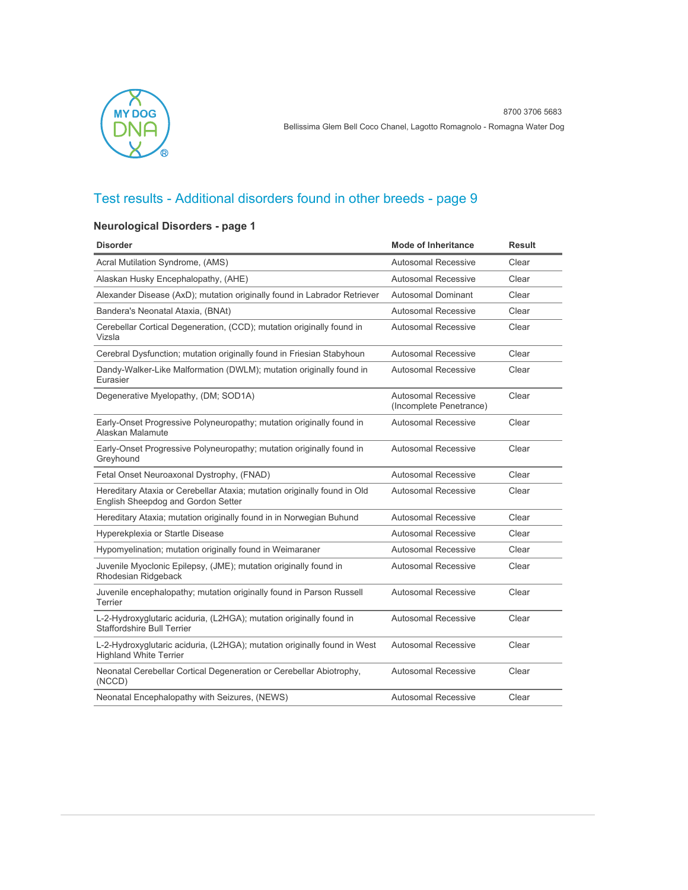8700 3706 5683

Bellissima Glem Bell Coco Chanel, Lagotto Romagnolo - Romagna Water Dog

## Test results - Additional disorders found in other breeds - page 9

### Neurological Disorders - page 1

| Disorder | Mode of Inheritance | Result |
|---|---|---|
| Acral Mutilation Syndrome, (AMS) | Autosomal Recessive | Clear |
| Alaskan Husky Encephalopathy, (AHE) | Autosomal Recessive | Clear |
| Alexander Disease (AxD); mutation originally found in Labrador Retriever | Autosomal Dominant | Clear |
| Bandera's Neonatal Ataxia, (BNAt) | Autosomal Recessive | Clear |
| Cerebellar Cortical Degeneration, (CCD); mutation originally found in Vizsla | Autosomal Recessive | Clear |
| Cerebral Dysfunction; mutation originally found in Friesian Stabyhoun | Autosomal Recessive | Clear |
| Dandy-Walker-Like Malformation (DWLM); mutation originally found in Eurasier | Autosomal Recessive | Clear |
| Degenerative Myelopathy, (DM; SOD1A) | Autosomal Recessive (Incomplete Penetrance) | Clear |
| Early-Onset Progressive Polyneuropathy; mutation originally found in Alaskan Malamute | Autosomal Recessive | Clear |
| Early-Onset Progressive Polyneuropathy; mutation originally found in Greyhound | Autosomal Recessive | Clear |
| Fetal Onset Neuroaxonal Dystrophy, (FNAD) | Autosomal Recessive | Clear |
| Hereditary Ataxia or Cerebellar Ataxia; mutation originally found in Old English Sheepdog and Gordon Setter | Autosomal Recessive | Clear |
| Hereditary Ataxia; mutation originally found in in Norwegian Buhund | Autosomal Recessive | Clear |
| Hyperekplexia or Startle Disease | Autosomal Recessive | Clear |
| Hypomyelination; mutation originally found in Weimaraner | Autosomal Recessive | Clear |
| Juvenile Myoclonic Epilepsy, (JME); mutation originally found in Rhodesian Ridgeback | Autosomal Recessive | Clear |
| Juvenile encephalopathy; mutation originally found in Parson Russell Terrier | Autosomal Recessive | Clear |
| L-2-Hydroxyglutaric aciduria, (L2HGA); mutation originally found in Staffordshire Bull Terrier | Autosomal Recessive | Clear |
| L-2-Hydroxyglutaric aciduria, (L2HGA); mutation originally found in West Highland White Terrier | Autosomal Recessive | Clear |
| Neonatal Cerebellar Cortical Degeneration or Cerebellar Abiotrophy, (NCCD) | Autosomal Recessive | Clear |
| Neonatal Encephalopathy with Seizures, (NEWS) | Autosomal Recessive | Clear |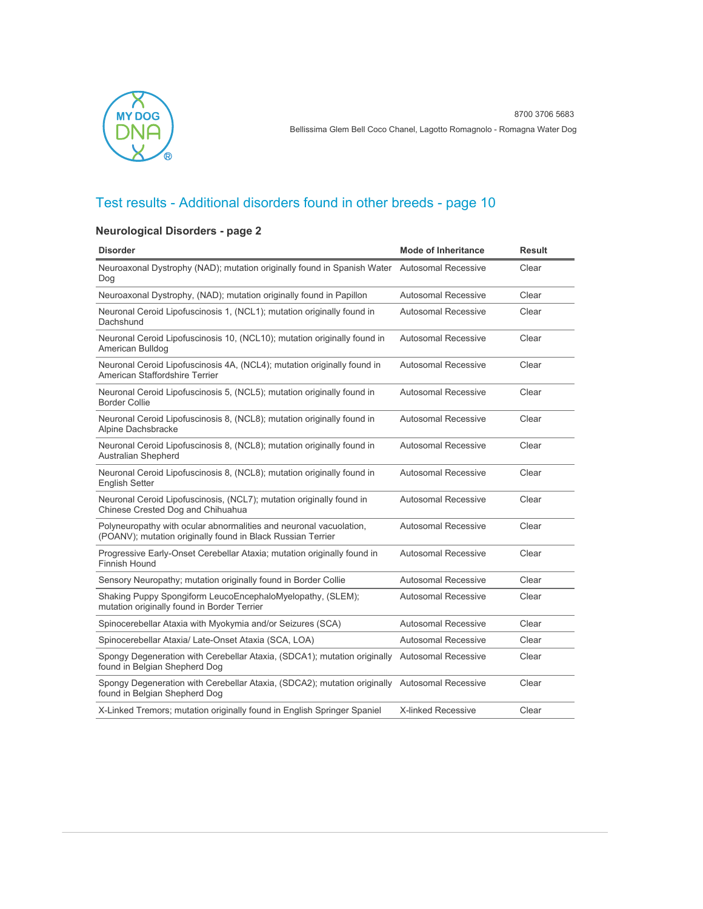## Test results - Additional disorders found in other breeds - page 10

### Neurological Disorders - page 2

| Disorder | Mode of Inheritance | Result |
|---|---|---|
| Neuroaxonal Dystrophy (NAD); mutation originally found in Spanish Water Dog | Autosomal Recessive | Clear |
| Neuroaxonal Dystrophy, (NAD); mutation originally found in Papillon | Autosomal Recessive | Clear |
| Neuronal Ceroid Lipofuscinosis 1, (NCL1); mutation originally found in Dachshund | Autosomal Recessive | Clear |
| Neuronal Ceroid Lipofuscinosis 10, (NCL10); mutation originally found in American Bulldog | Autosomal Recessive | Clear |
| Neuronal Ceroid Lipofuscinosis 4A, (NCL4); mutation originally found in American Staffordshire Terrier | Autosomal Recessive | Clear |
| Neuronal Ceroid Lipofuscinosis 5, (NCL5); mutation originally found in Border Collie | Autosomal Recessive | Clear |
| Neuronal Ceroid Lipofuscinosis 8, (NCL8); mutation originally found in Alpine Dachsbracke | Autosomal Recessive | Clear |
| Neuronal Ceroid Lipofuscinosis 8, (NCL8); mutation originally found in Australian Shepherd | Autosomal Recessive | Clear |
| Neuronal Ceroid Lipofuscinosis 8, (NCL8); mutation originally found in English Setter | Autosomal Recessive | Clear |
| Neuronal Ceroid Lipofuscinosis, (NCL7); mutation originally found in Chinese Crested Dog and Chihuahua | Autosomal Recessive | Clear |
| Polyneuropathy with ocular abnormalities and neuronal vacuolation, (POANV); mutation originally found in Black Russian Terrier | Autosomal Recessive | Clear |
| Progressive Early-Onset Cerebellar Ataxia; mutation originally found in Finnish Hound | Autosomal Recessive | Clear |
| Sensory Neuropathy; mutation originally found in Border Collie | Autosomal Recessive | Clear |
| Shaking Puppy Spongiform LeucoEncephaloMyelopathy, (SLEM); mutation originally found in Border Terrier | Autosomal Recessive | Clear |
| Spinocerebellar Ataxia with Myokymia and/or Seizures (SCA) | Autosomal Recessive | Clear |
| Spinocerebellar Ataxia/ Late-Onset Ataxia (SCA, LOA) | Autosomal Recessive | Clear |
| Spongy Degeneration with Cerebellar Ataxia, (SDCA1); mutation originally found in Belgian Shepherd Dog | Autosomal Recessive | Clear |
| Spongy Degeneration with Cerebellar Ataxia, (SDCA2); mutation originally found in Belgian Shepherd Dog | Autosomal Recessive | Clear |
| X-Linked Tremors; mutation originally found in English Springer Spaniel | X-linked Recessive | Clear |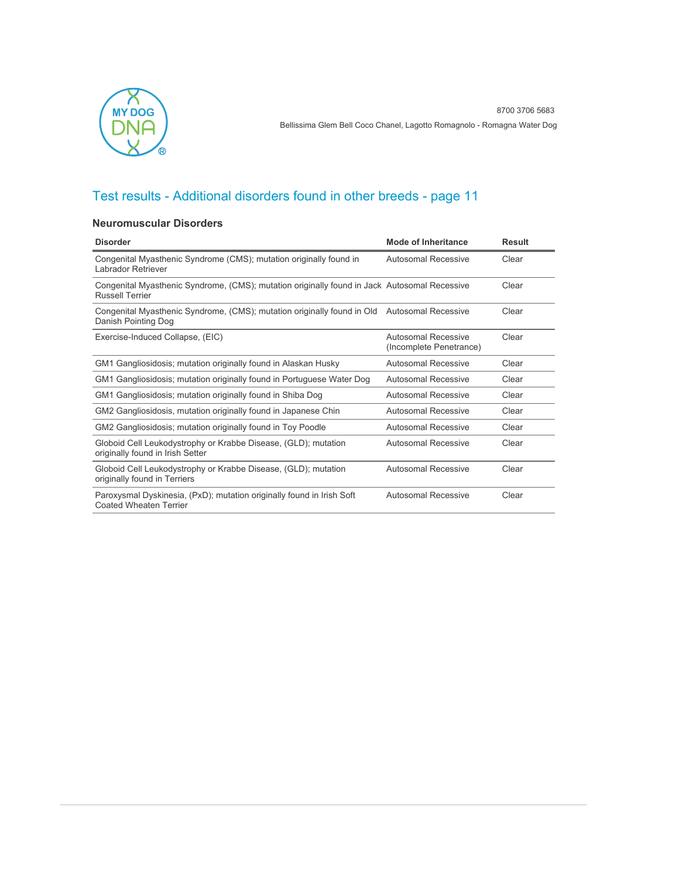## Test results - Additional disorders found in other breeds - page 11

### Neuromuscular Disorders

| Disorder | Mode of Inheritance | Result |
|---|---|---|
| Congenital Myasthenic Syndrome (CMS); mutation originally found in Labrador Retriever | Autosomal Recessive | Clear |
| Congenital Myasthenic Syndrome, (CMS); mutation originally found in Jack Russell Terrier | Autosomal Recessive | Clear |
| Congenital Myasthenic Syndrome, (CMS); mutation originally found in Old Danish Pointing Dog | Autosomal Recessive | Clear |
| Exercise-Induced Collapse, (EIC) | Autosomal Recessive (Incomplete Penetrance) | Clear |
| GM1 Gangliosidosis; mutation originally found in Alaskan Husky | Autosomal Recessive | Clear |
| GM1 Gangliosidosis; mutation originally found in Portuguese Water Dog | Autosomal Recessive | Clear |
| GM1 Gangliosidosis; mutation originally found in Shiba Dog | Autosomal Recessive | Clear |
| GM2 Gangliosidosis, mutation originally found in Japanese Chin | Autosomal Recessive | Clear |
| GM2 Gangliosidosis; mutation originally found in Toy Poodle | Autosomal Recessive | Clear |
| Globoid Cell Leukodystrophy or Krabbe Disease, (GLD); mutation originally found in Irish Setter | Autosomal Recessive | Clear |
| Globoid Cell Leukodystrophy or Krabbe Disease, (GLD); mutation originally found in Terriers | Autosomal Recessive | Clear |
| Paroxysmal Dyskinesia, (PxD); mutation originally found in Irish Soft Coated Wheaten Terrier | Autosomal Recessive | Clear |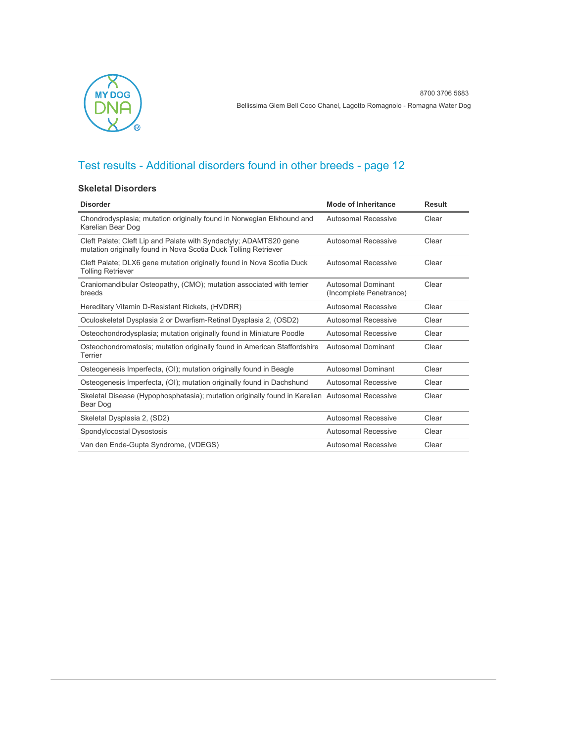8700 3706 5683

Bellissima Glem Bell Coco Chanel, Lagotto Romagnolo - Romagna Water Dog

## Test results - Additional disorders found in other breeds - page 12

### Skeletal Disorders

| Disorder | Mode of Inheritance | Result |
|---|---|---|
| Chondrodysplasia; mutation originally found in Norwegian Elkhound and Karelian Bear Dog | Autosomal Recessive | Clear |
| Cleft Palate; Cleft Lip and Palate with Syndactyly; ADAMTS20 gene mutation originally found in Nova Scotia Duck Tolling Retriever | Autosomal Recessive | Clear |
| Cleft Palate; DLX6 gene mutation originally found in Nova Scotia Duck Tolling Retriever | Autosomal Recessive | Clear |
| Craniomandibular Osteopathy, (CMO); mutation associated with terrier breeds | Autosomal Dominant (Incomplete Penetrance) | Clear |
| Hereditary Vitamin D-Resistant Rickets, (HVDRR) | Autosomal Recessive | Clear |
| Oculoskeletal Dysplasia 2 or Dwarfism-Retinal Dysplasia 2, (OSD2) | Autosomal Recessive | Clear |
| Osteochondrodysplasia; mutation originally found in Miniature Poodle | Autosomal Recessive | Clear |
| Osteochondromatosis; mutation originally found in American Staffordshire Terrier | Autosomal Dominant | Clear |
| Osteogenesis Imperfecta, (OI); mutation originally found in Beagle | Autosomal Dominant | Clear |
| Osteogenesis Imperfecta, (OI); mutation originally found in Dachshund | Autosomal Recessive | Clear |
| Skeletal Disease (Hypophosphatasia); mutation originally found in Karelian Bear Dog | Autosomal Recessive | Clear |
| Skeletal Dysplasia 2, (SD2) | Autosomal Recessive | Clear |
| Spondylocostal Dysostosis | Autosomal Recessive | Clear |
| Van den Ende-Gupta Syndrome, (VDEGS) | Autosomal Recessive | Clear |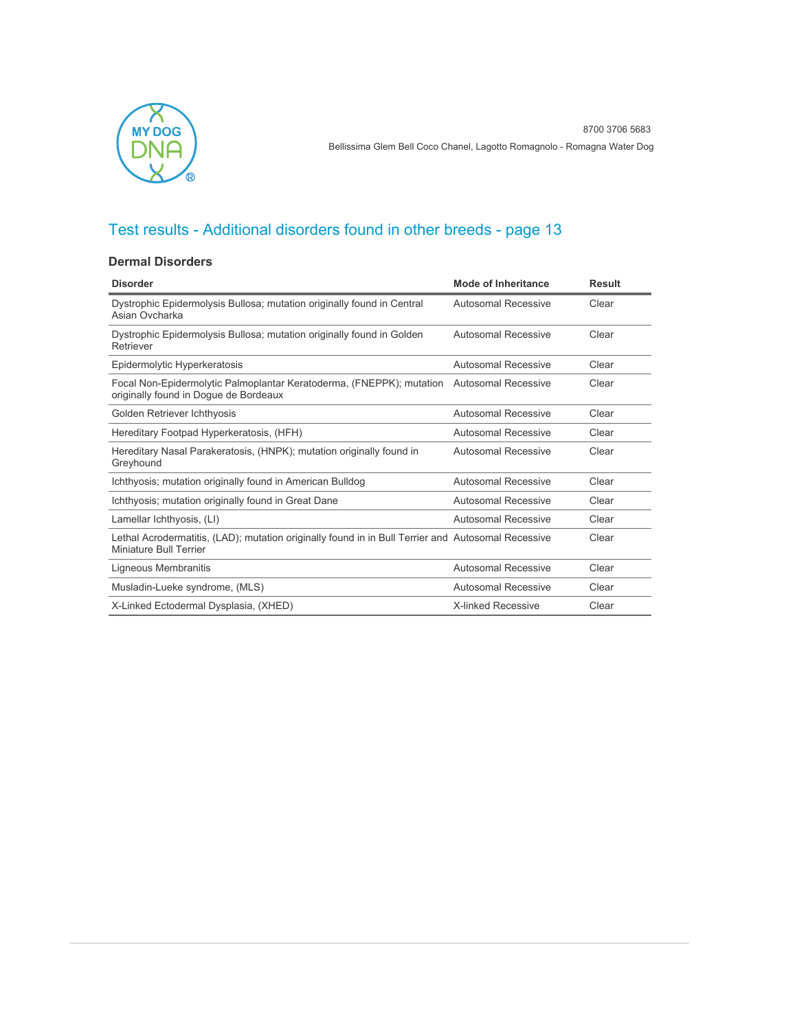## Test results - Additional disorders found in other breeds - page 13

### Dermal Disorders

| Disorder | Mode of Inheritance | Result |
|---|---|---|
| Dystrophic Epidermolysis Bullosa; mutation originally found in Central Asian Ovcharka | Autosomal Recessive | Clear |
| Dystrophic Epidermolysis Bullosa; mutation originally found in Golden Retriever | Autosomal Recessive | Clear |
| Epidermolytic Hyperkeratosis | Autosomal Recessive | Clear |
| Focal Non-Epidermolytic Palmoplantar Keratoderma, (FNEPPK); mutation originally found in Dogue de Bordeaux | Autosomal Recessive | Clear |
| Golden Retriever Ichthyosis | Autosomal Recessive | Clear |
| Hereditary Footpad Hyperkeratosis, (HFH) | Autosomal Recessive | Clear |
| Hereditary Nasal Parakeratosis, (HNPK); mutation originally found in Greyhound | Autosomal Recessive | Clear |
| Ichthyosis; mutation originally found in American Bulldog | Autosomal Recessive | Clear |
| Ichthyosis; mutation originally found in Great Dane | Autosomal Recessive | Clear |
| Lamellar Ichthyosis, (LI) | Autosomal Recessive | Clear |
| Lethal Acrodermatitis, (LAD); mutation originally found in in Bull Terrier and Miniature Bull Terrier | Autosomal Recessive | Clear |
| Ligneous Membranitis | Autosomal Recessive | Clear |
| Musladin-Lueke syndrome, (MLS) | Autosomal Recessive | Clear |
| X-Linked Ectodermal Dysplasia, (XHED) | X-linked Recessive | Clear |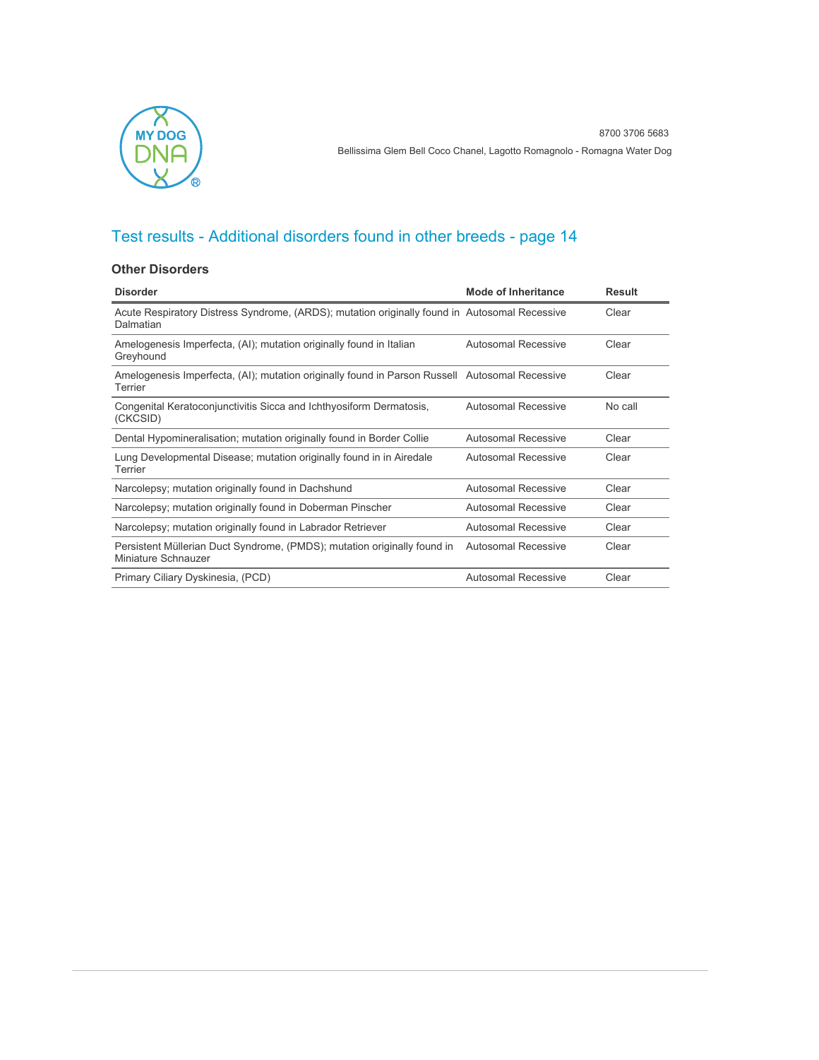8700 3706 5683

Bellissima Glem Bell Coco Chanel, Lagotto Romagnolo - Romagna Water Dog

## Test results - Additional disorders found in other breeds - page 14

### Other Disorders

| Disorder | Mode of Inheritance | Result |
|---|---|---|
| Acute Respiratory Distress Syndrome, (ARDS); mutation originally found in Dalmatian | Autosomal Recessive | Clear |
| Amelogenesis Imperfecta, (AI); mutation originally found in Italian Greyhound | Autosomal Recessive | Clear |
| Amelogenesis Imperfecta, (AI); mutation originally found in Parson Russell Terrier | Autosomal Recessive | Clear |
| Congenital Keratoconjunctivitis Sicca and Ichthyosiform Dermatosis, (CKCSID) | Autosomal Recessive | No call |
| Dental Hypomineralisation; mutation originally found in Border Collie | Autosomal Recessive | Clear |
| Lung Developmental Disease; mutation originally found in in Airedale Terrier | Autosomal Recessive | Clear |
| Narcolepsy; mutation originally found in Dachshund | Autosomal Recessive | Clear |
| Narcolepsy; mutation originally found in Doberman Pinscher | Autosomal Recessive | Clear |
| Narcolepsy; mutation originally found in Labrador Retriever | Autosomal Recessive | Clear |
| Persistent Müllerian Duct Syndrome, (PMDS); mutation originally found in Miniature Schnauzer | Autosomal Recessive | Clear |
| Primary Ciliary Dyskinesia, (PCD) | Autosomal Recessive | Clear |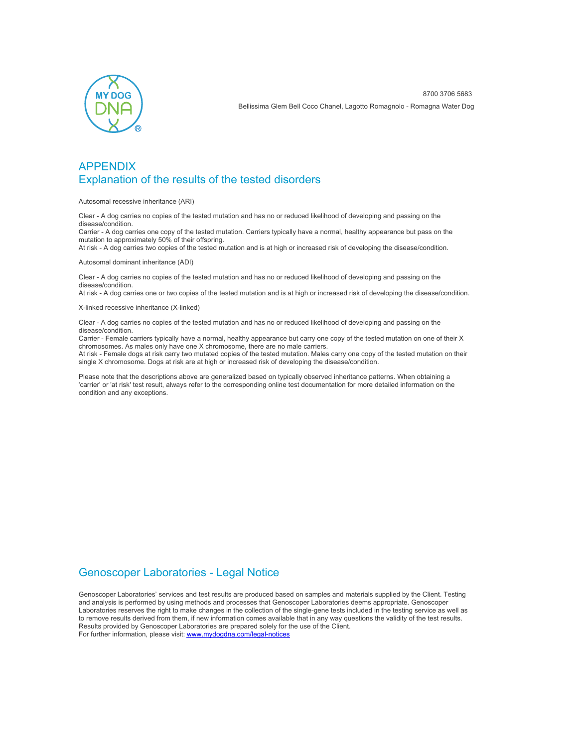8700 3706 5683

Bellissima Glem Bell Coco Chanel, Lagotto Romagnolo - Romagna Water Dog

# APPENDIX
## Explanation of the results of the tested disorders

Autosomal recessive inheritance (ARI)

Clear - A dog carries no copies of the tested mutation and has no or reduced likelihood of developing and passing on the disease/condition.
Carrier - A dog carries one copy of the tested mutation. Carriers typically have a normal, healthy appearance but pass on the mutation to approximately 50% of their offspring.
At risk - A dog carries two copies of the tested mutation and is at high or increased risk of developing the disease/condition.

Autosomal dominant inheritance (ADI)

Clear - A dog carries no copies of the tested mutation and has no or reduced likelihood of developing and passing on the disease/condition.
At risk - A dog carries one or two copies of the tested mutation and is at high or increased risk of developing the disease/condition.

X-linked recessive inheritance (X-linked)

Clear - A dog carries no copies of the tested mutation and has no or reduced likelihood of developing and passing on the disease/condition.
Carrier - Female carriers typically have a normal, healthy appearance but carry one copy of the tested mutation on one of their X chromosomes. As males only have one X chromosome, there are no male carriers.
At risk - Female dogs at risk carry two mutated copies of the tested mutation. Males carry one copy of the tested mutation on their single X chromosome. Dogs at risk are at high or increased risk of developing the disease/condition.

Please note that the descriptions above are generalized based on typically observed inheritance patterns. When obtaining a 'carrier' or 'at risk' test result, always refer to the corresponding online test documentation for more detailed information on the condition and any exceptions.

## Genoscoper Laboratories - Legal Notice

Genoscoper Laboratories' services and test results are produced based on samples and materials supplied by the Client. Testing and analysis is performed by using methods and processes that Genoscoper Laboratories deems appropriate. Genoscoper Laboratories reserves the right to make changes in the collection of the single-gene tests included in the testing service as well as to remove results derived from them, if new information comes available that in any way questions the validity of the test results. Results provided by Genoscoper Laboratories are prepared solely for the use of the Client.
For further information, please visit: www.mydogdna.com/legal-notices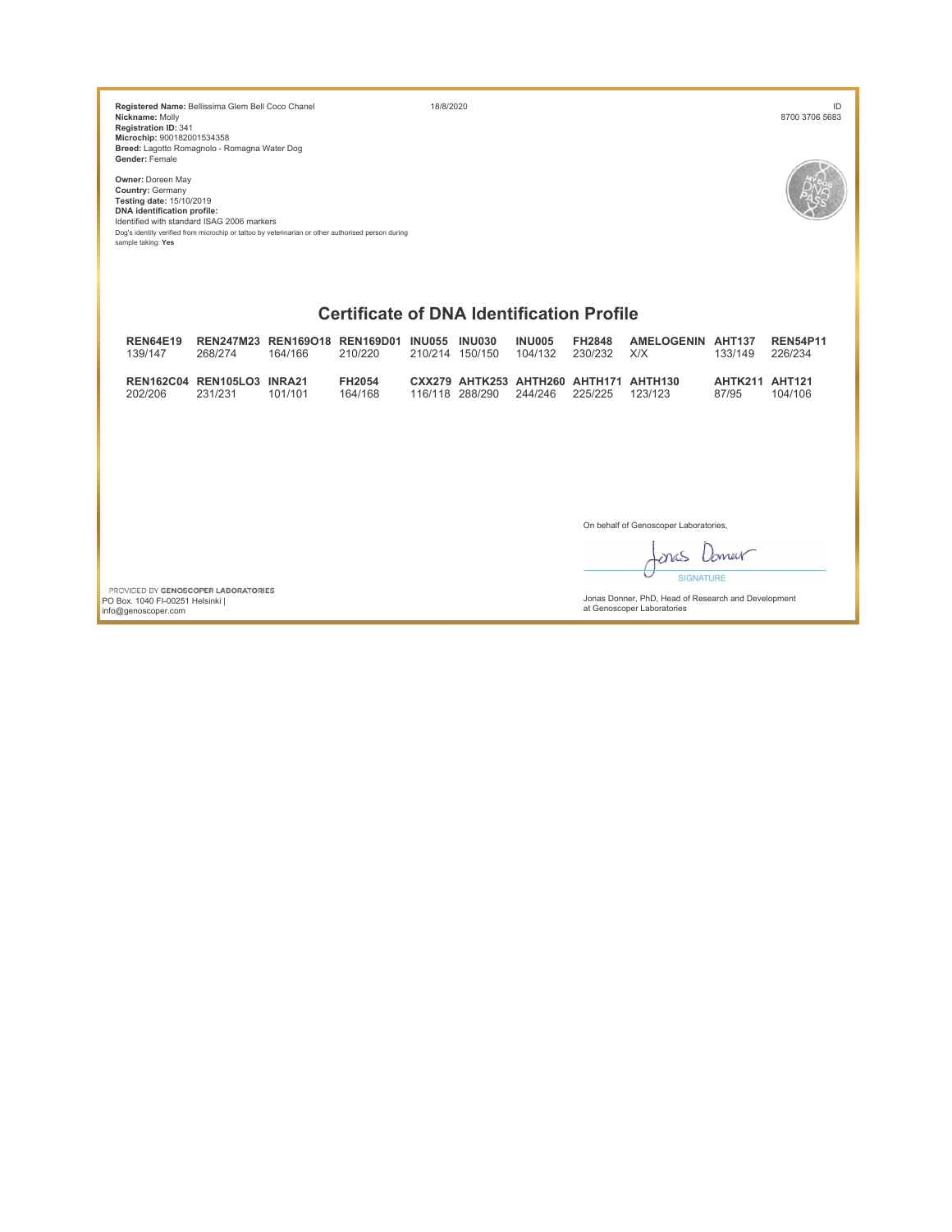**Registered Name:** Bellissima Glem Bell Coco Chanel
**Nickname:** Molly
**Registration ID:** 341
**Microchip:** 900182001534358
**Breed:** Lagotto Romagnolo - Romagna Water Dog
**Gender:** Female

18/8/2020

ID
8700 3706 5683

**Owner:** Doreen May
**Country:** Germany
**Testing date:** 15/10/2019
**DNA identification profile:**
Identified with standard ISAG 2006 markers
Dog's identity verified from microchip or tattoo by veterinarian or other authorised person during sample taking: **Yes**

# Certificate of DNA Identification Profile

| | | | | | | | | | | |
|---|---|---|---|---|---|---|---|---|---|---|
| **REN64E19** | **REN247M23** | **REN169O18** | **REN169D01** | **INU055** | **INU030** | **INU005** | **FH2848** | **AMELOGENIN** | **AHT137** | **REN54P11** |
| 139/147 | 268/274 | 164/166 | 210/220 | 210/214 | 150/150 | 104/132 | 230/232 | X/X | 133/149 | 226/234 |
| **REN162C04** | **REN105LO3** | **INRA21** | **FH2054** | **CXX279** | **AHTK253** | **AHTH260** | **AHTH171** | **AHTH130** | **AHTK211** | **AHT121** |
| 202/206 | 231/231 | 101/101 | 164/168 | 116/118 | 288/290 | 244/246 | 225/225 | 123/123 | 87/95 | 104/106 |

On behalf of Genoscoper Laboratories,

SIGNATURE

Jonas Donner, PhD, Head of Research and Development at Genoscoper Laboratories

PROVIDED BY **GENOSCOPER LABORATORIES**
PO Box. 1040 FI-00251 Helsinki |
info@genoscoper.com